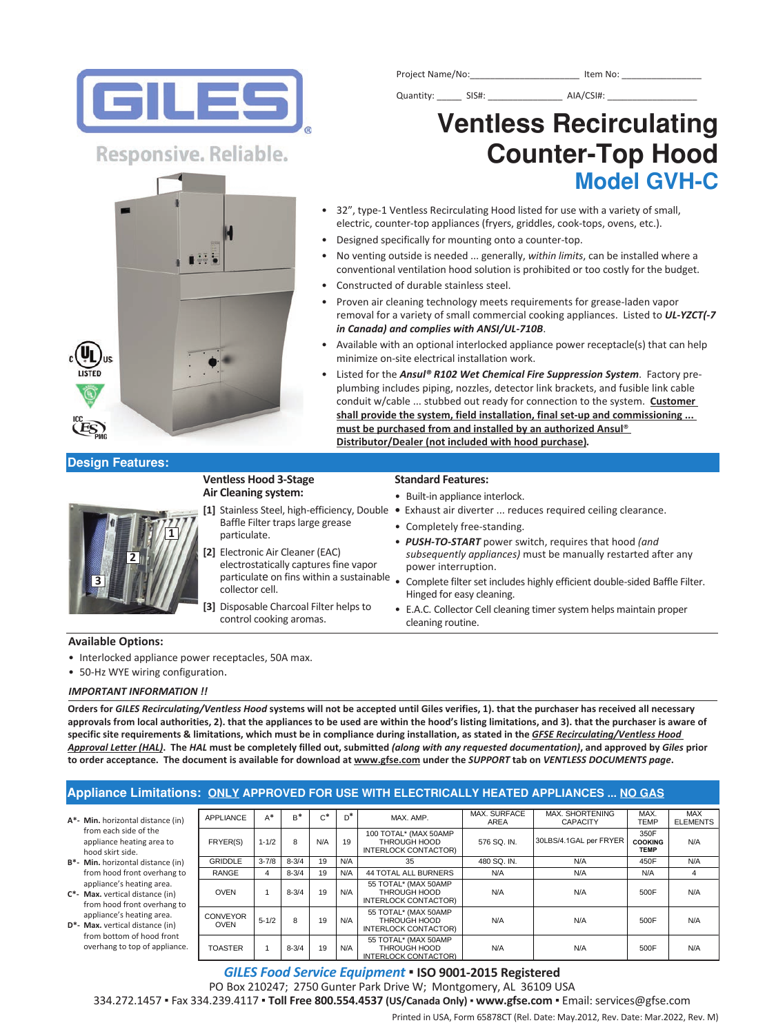GILES

Responsive. Reliable.

Project Name/No:_____________________ Item No: _______________

Quantity: _____ SIS#: ______________ AIA/CSI#: _________________

# Ventless Recirculating Counter-Top Hood

## Model GVH-C

- 32", type-1 Ventless Recirculating Hood listed for use with a variety of small, electric, counter-top appliances (fryers, griddles, cook-tops, ovens, etc.).
- Designed specifically for mounting onto a counter-top.
- No venting outside is needed ... generally, *within limits*, can be installed where a conventional ventilation hood solution is prohibited or too costly for the budget.
- Constructed of durable stainless steel.
- Proven air cleaning technology meets requirements for grease-laden vapor removal for a variety of small commercial cooking appliances. Listed to ***UL-YZCT(-7 in Canada) and complies with ANSI/UL-710B***.
- Available with an optional interlocked appliance power receptacle(s) that can help minimize on-site electrical installation work.
- Listed for the ***Ansul® R102 Wet Chemical Fire Suppression System***. Factory pre-plumbing includes piping, nozzles, detector link brackets, and fusible link cable conduit w/cable ... stubbed out ready for connection to the system. **Customer shall provide the system, field installation, final set-up and commissioning ... must be purchased from and installed by an authorized Ansul® Distributor/Dealer (not included with hood purchase).**

## Design Features:

### Ventless Hood 3-Stage Air Cleaning system:

[1] Stainless Steel, high-efficiency, Double Baffle Filter traps large grease particulate.

[2] Electronic Air Cleaner (EAC) electrostatically captures fine vapor particulate on fins within a sustainable collector cell.

[3] Disposable Charcoal Filter helps to control cooking aromas.

### Standard Features:

- Built-in appliance interlock.
- Exhaust air diverter ... reduces required ceiling clearance.
- Completely free-standing.
- ***PUSH-TO-START*** power switch, requires that hood *(and subsequently appliances)* must be manually restarted after any power interruption.
- Complete filter set includes highly efficient double-sided Baffle Filter. Hinged for easy cleaning.
- E.A.C. Collector Cell cleaning timer system helps maintain proper cleaning routine.

### Available Options:

- Interlocked appliance power receptacles, 50A max.
- 50-Hz WYE wiring configuration.

***IMPORTANT INFORMATION !!***

**Orders for *GILES Recirculating/Ventless Hood* systems will not be accepted until Giles verifies, 1). that the purchaser has received all necessary approvals from local authorities, 2). that the appliances to be used are within the hood's listing limitations, and 3). that the purchaser is aware of specific site requirements & limitations, which must be in compliance during installation, as stated in the *GFSE Recirculating/Ventless Hood Approval Letter (HAL)*. The *HAL* must be completely filled out, submitted *(along with any requested documentation)*, and approved by *Giles* prior to order acceptance. The document is available for download at www.gfse.com under the *SUPPORT* tab on *VENTLESS DOCUMENTS page*.**

## Appliance Limitations: ONLY APPROVED FOR USE WITH ELECTRICALLY HEATED APPLIANCES ... NO GAS

**A\*- Min.** horizontal distance (in) from each side of the appliance heating area to hood skirt side.

**B\*- Min.** horizontal distance (in) from hood front overhang to appliance's heating area.

**C\*- Max.** vertical distance (in) from hood front overhang to appliance's heating area.

**D\*- Max.** vertical distance (in) from bottom of hood front overhang to top of appliance.

| APPLIANCE | A* | B* | C* | D* | MAX. AMP. | MAX. SURFACE AREA | MAX. SHORTENING CAPACITY | MAX. TEMP | MAX ELEMENTS |
|---|---|---|---|---|---|---|---|---|---|
| FRYER(S) | 1-1/2 | 8 | N/A | 19 | 100 TOTAL* (MAX 50AMP THROUGH HOOD INTERLOCK CONTACTOR) | 576 SQ. IN. | 30LBS/4.1GAL per FRYER | 350F COOKING TEMP | N/A |
| GRIDDLE | 3-7/8 | 8-3/4 | 19 | N/A | 35 | 480 SQ. IN. | N/A | 450F | N/A |
| RANGE | 4 | 8-3/4 | 19 | N/A | 44 TOTAL ALL BURNERS | N/A | N/A | N/A | 4 |
| OVEN | 1 | 8-3/4 | 19 | N/A | 55 TOTAL* (MAX 50AMP THROUGH HOOD INTERLOCK CONTACTOR) | N/A | N/A | 500F | N/A |
| CONVEYOR OVEN | 5-1/2 | 8 | 19 | N/A | 55 TOTAL* (MAX 50AMP THROUGH HOOD INTERLOCK CONTACTOR) | N/A | N/A | 500F | N/A |
| TOASTER | 1 | 8-3/4 | 19 | N/A | 55 TOTAL* (MAX 50AMP THROUGH HOOD INTERLOCK CONTACTOR) | N/A | N/A | 500F | N/A |

***GILES Food Service Equipment*** ▪ **ISO 9001-2015 Registered**

PO Box 210247; 2750 Gunter Park Drive W; Montgomery, AL 36109 USA

334.272.1457 ▪ Fax 334.239.4117 ▪ **Toll Free 800.554.4537 (US/Canada Only) ▪ www.gfse.com** ▪ Email: services@gfse.com

Printed in USA, Form 65878CT (Rel. Date: May.2012, Rev. Date: Mar.2022, Rev. M)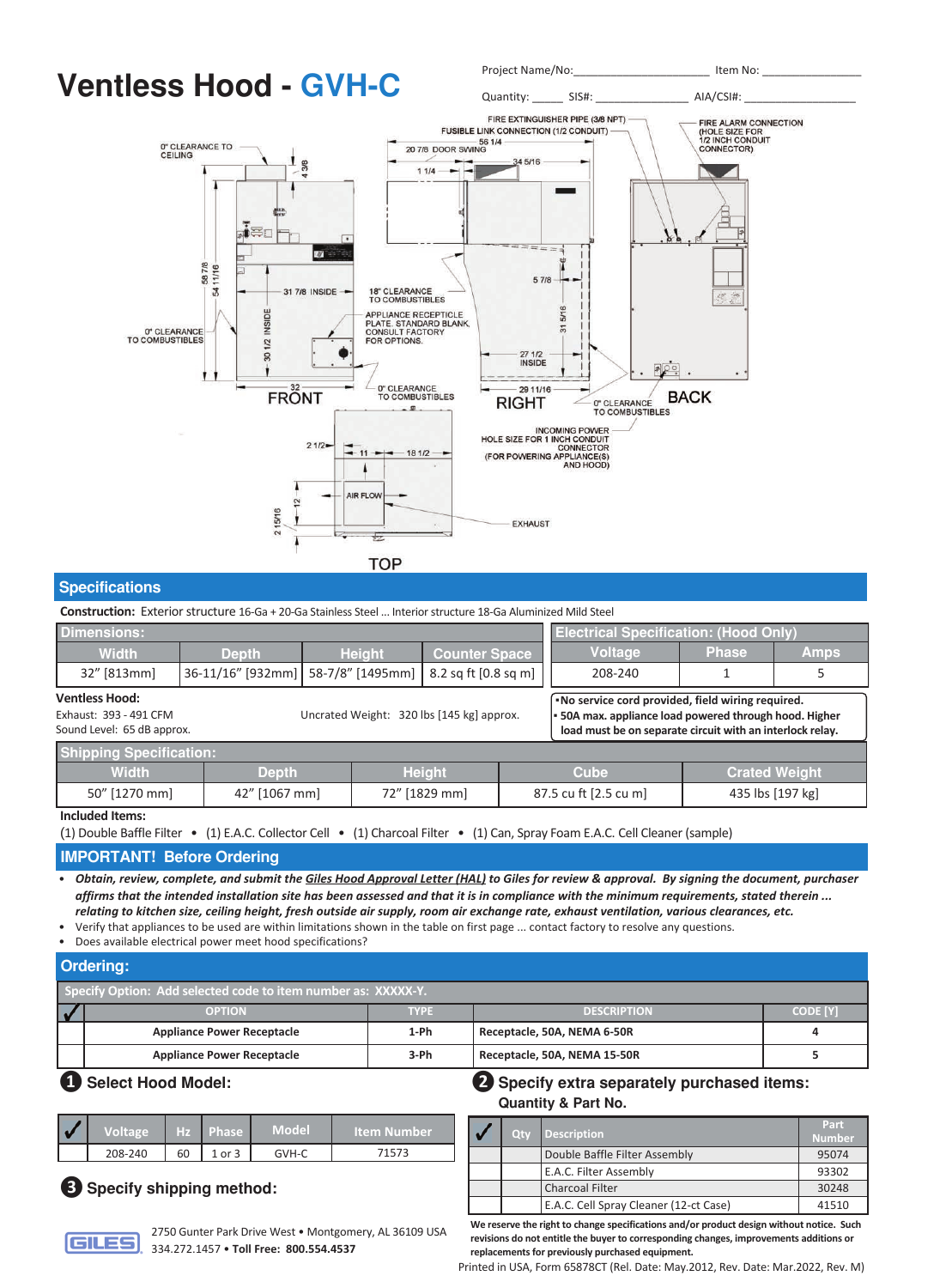# Ventless Hood - GVH-C

Project Name/No:_______________ Item No: _______________

Quantity: _____ SIS#: _______________ AIA/CSI#: _______________

FIRE EXTINGUISHER PIPE (3/8 NPT)
FUSIBLE LINK CONNECTION (1/2 CONDUIT)
FIRE ALARM CONNECTION (HOLE SIZE FOR 1/2 INCH CONDUIT CONNECTOR)
0" CLEARANCE TO CEILING
20 7/8 DOOR SWING
56 1/4
34 5/16
1 1/4
4 3/8
58 7/8
54 11/16
31 7/8 INSIDE
18" CLEARANCE TO COMBUSTIBLES
APPLIANCE RECEPTICLE PLATE. STANDARD BLANK. CONSULT FACTORY FOR OPTIONS.
5 7/8
31 5/16
27 1/2 INSIDE
0" CLEARANCE TO COMBUSTIBLES
30 1/2 INSIDE
32
FRONT
0" CLEARANCE TO COMBUSTIBLES
29 11/16
RIGHT
0" CLEARANCE TO COMBUSTIBLES
BACK
INCOMING POWER HOLE SIZE FOR 1 INCH CONDUIT CONNECTOR (FOR POWERING APPLIANCE(S) AND HOOD)
2 1/2
11
18 1/2
AIR FLOW
12
2 15/16
EXHAUST
TOP

## Specifications

**Construction:** Exterior structure 16-Ga + 20-Ga Stainless Steel ... Interior structure 18-Ga Aluminized Mild Steel

| Dimensions: | | | |
|---|---|---|---|
| Width | Depth | Height | Counter Space |
| 32" [813mm] | 36-11/16" [932mm] | 58-7/8" [1495mm] | 8.2 sq ft [0.8 sq m] |

| Electrical Specification: (Hood Only) | | |
|---|---|---|
| Voltage | Phase | Amps |
| 208-240 | 1 | 5 |

**Ventless Hood:**
Exhaust: 393 - 491 CFM
Sound Level: 65 dB approx.
Uncrated Weight: 320 lbs [145 kg] approx.

- **No service cord provided, field wiring required.**
- **50A max. appliance load powered through hood. Higher load must be on separate circuit with an interlock relay.**

| Shipping Specification: | | | | |
|---|---|---|---|---|
| Width | Depth | Height | Cube | Crated Weight |
| 50" [1270 mm] | 42" [1067 mm] | 72" [1829 mm] | 87.5 cu ft [2.5 cu m] | 435 lbs [197 kg] |

**Included Items:**
(1) Double Baffle Filter • (1) E.A.C. Collector Cell • (1) Charcoal Filter • (1) Can, Spray Foam E.A.C. Cell Cleaner (sample)

## IMPORTANT! Before Ordering

- ***Obtain, review, complete, and submit the <u>Giles Hood Approval Letter (HAL)</u> to Giles for review & approval. By signing the document, purchaser affirms that the intended installation site has been assessed and that it is in compliance with the minimum requirements, stated therein ... relating to kitchen size, ceiling height, fresh outside air supply, room air exchange rate, exhaust ventilation, various clearances, etc.***
- Verify that appliances to be used are within limitations shown in the table on first page ... contact factory to resolve any questions.
- Does available electrical power meet hood specifications?

## Ordering:

Specify Option: Add selected code to item number as: XXXXX-Y.

| ✓ | OPTION | TYPE | DESCRIPTION | CODE [Y] |
|---|---|---|---|---|
| | Appliance Power Receptacle | 1-Ph | Receptacle, 50A, NEMA 6-50R | 4 |
| | Appliance Power Receptacle | 3-Ph | Receptacle, 50A, NEMA 15-50R | 5 |

### 1 Select Hood Model:

| ✓ | Voltage | Hz | Phase | Model | Item Number |
|---|---|---|---|---|---|
| | 208-240 | 60 | 1 or 3 | GVH-C | 71573 |

### 2 Specify extra separately purchased items: Quantity & Part No.

| ✓ | Qty | Description | Part Number |
|---|---|---|---|
| | | Double Baffle Filter Assembly | 95074 |
| | | E.A.C. Filter Assembly | 93302 |
| | | Charcoal Filter | 30248 |
| | | E.A.C. Cell Spray Cleaner (12-ct Case) | 41510 |

### 3 Specify shipping method:

GILES
2750 Gunter Park Drive West • Montgomery, AL 36109 USA
334.272.1457 • **Toll Free: 800.554.4537**

**We reserve the right to change specifications and/or product design without notice. Such revisions do not entitle the buyer to corresponding changes, improvements additions or replacements for previously purchased equipment.**

Printed in USA, Form 65878CT (Rel. Date: May.2012, Rev. Date: Mar.2022, Rev. M)